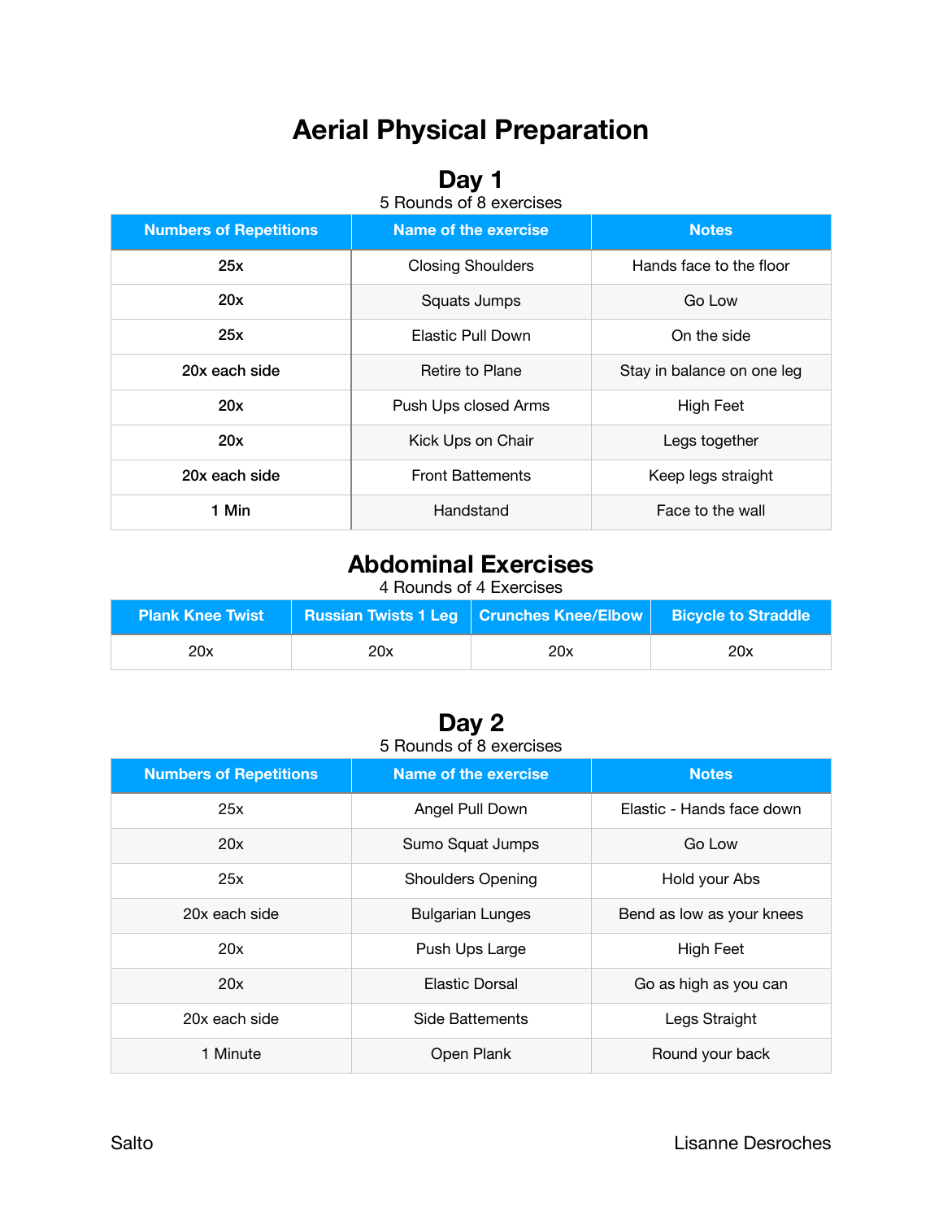# Aerial Physical Preparation

## Day 1

5 Rounds of 8 exercises

| Numbers of Repetitions | Name of the exercise | Notes |
|---|---|---|
| **25x** | Closing Shoulders | Hands face to the floor |
| **20x** | Squats Jumps | Go Low |
| **25x** | Elastic Pull Down | On the side |
| **20x each side** | Retire to Plane | Stay in balance on one leg |
| **20x** | Push Ups closed Arms | High Feet |
| **20x** | Kick Ups on Chair | Legs together |
| **20x each side** | Front Battements | Keep legs straight |
| **1 Min** | Handstand | Face to the wall |

## Abdominal Exercises

4 Rounds of 4 Exercises

| Plank Knee Twist | Russian Twists 1 Leg | Crunches Knee/Elbow | Bicycle to Straddle |
|---|---|---|---|
| 20x | 20x | 20x | 20x |

## Day 2

5 Rounds of 8 exercises

| Numbers of Repetitions | Name of the exercise | Notes |
|---|---|---|
| 25x | Angel Pull Down | Elastic - Hands face down |
| 20x | Sumo Squat Jumps | Go Low |
| 25x | Shoulders Opening | Hold your Abs |
| 20x each side | Bulgarian Lunges | Bend as low as your knees |
| 20x | Push Ups Large | High Feet |
| 20x | Elastic Dorsal | Go as high as you can |
| 20x each side | Side Battements | Legs Straight |
| 1 Minute | Open Plank | Round your back |

Salto

Lisanne Desroches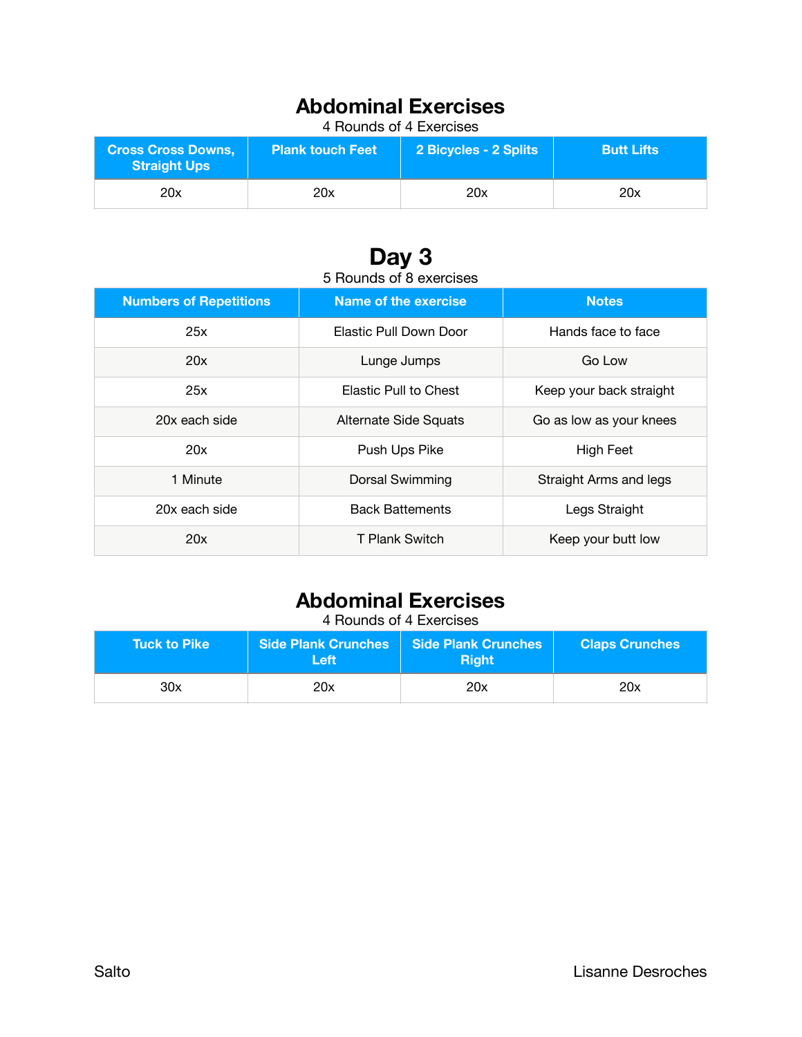## Abdominal Exercises

4 Rounds of 4 Exercises

| Cross Cross Downs, Straight Ups | Plank touch Feet | 2 Bicycles - 2 Splits | Butt Lifts |
|---|---|---|---|
| 20x | 20x | 20x | 20x |

# Day 3

5 Rounds of 8 exercises

| Numbers of Repetitions | Name of the exercise | Notes |
|---|---|---|
| 25x | Elastic Pull Down Door | Hands face to face |
| 20x | Lunge Jumps | Go Low |
| 25x | Elastic Pull to Chest | Keep your back straight |
| 20x each side | Alternate Side Squats | Go as low as your knees |
| 20x | Push Ups Pike | High Feet |
| 1 Minute | Dorsal Swimming | Straight Arms and legs |
| 20x each side | Back Battements | Legs Straight |
| 20x | T Plank Switch | Keep your butt low |

## Abdominal Exercises

4 Rounds of 4 Exercises

| Tuck to Pike | Side Plank Crunches Left | Side Plank Crunches Right | Claps Crunches |
|---|---|---|---|
| 30x | 20x | 20x | 20x |